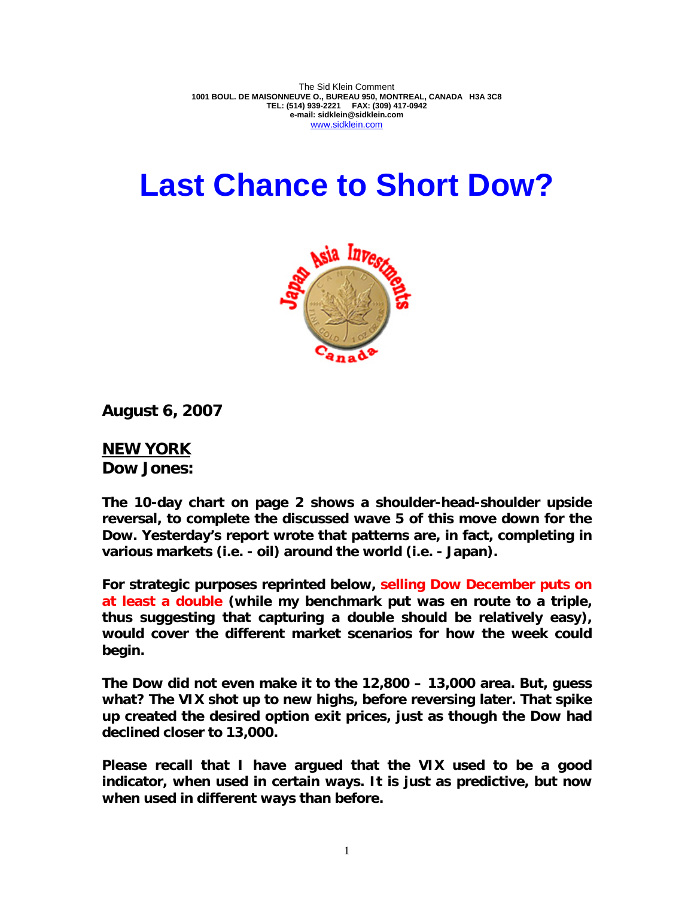The Sid Klein Comment
1001 BOUL. DE MAISONNEUVE O., BUREAU 950, MONTREAL, CANADA H3A 3C8
TEL: (514) 939-2221 FAX: (309) 417-0942
e-mail: sidklein@sidklein.com
www.sidklein.com

# Last Chance to Short Dow?

**August 6, 2007**

**NEW YORK**
**Dow Jones:**

**The 10-day chart on page 2 shows a shoulder-head-shoulder upside reversal, to complete the discussed wave 5 of this move down for the Dow. Yesterday's report wrote that patterns are, in fact, completing in various markets (i.e. - oil) around the world (i.e. - Japan).**

**For strategic purposes reprinted below, selling Dow December puts on at least a double (while my benchmark put was en route to a triple, thus suggesting that capturing a double should be relatively easy), would cover the different market scenarios for how the week could begin.**

**The Dow did not even make it to the 12,800 – 13,000 area. But, guess what? The VIX shot up to new highs, before reversing later. That spike up created the desired option exit prices, just as though the Dow had declined closer to 13,000.**

**Please recall that I have argued that the VIX used to be a good indicator, when used in certain ways. It is just as predictive, but now when used in different ways than before.**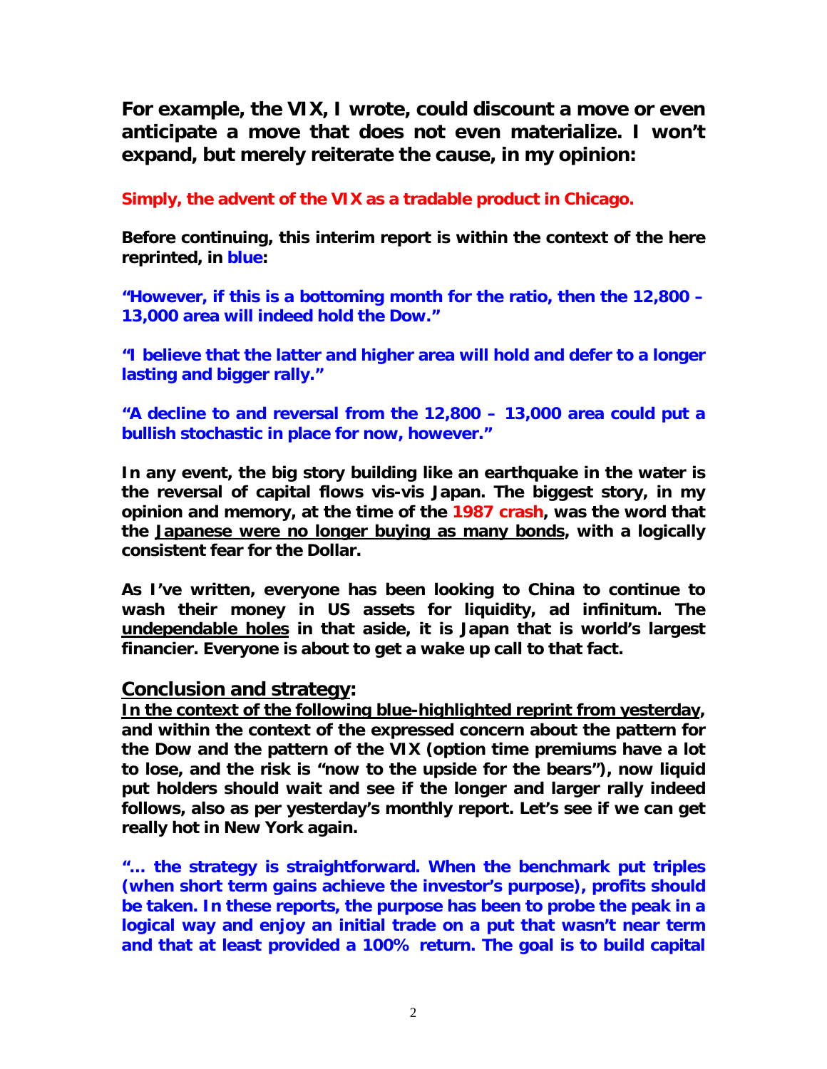**For example, the VIX, I wrote, could discount a move or even anticipate a move that does not even materialize. I won't expand, but merely reiterate the cause, in my opinion:**

**Simply, the advent of the VIX as a tradable product in Chicago.**

**Before continuing, this interim report is within the context of the here reprinted, in blue:**

**"However, if this is a bottoming month for the ratio, then the 12,800 – 13,000 area will indeed hold the Dow."**

**"I believe that the latter and higher area will hold and defer to a longer lasting and bigger rally."**

**"A decline to and reversal from the 12,800 – 13,000 area could put a bullish stochastic in place for now, however."**

**In any event, the big story building like an earthquake in the water is the reversal of capital flows vis-vis Japan. The biggest story, in my opinion and memory, at the time of the 1987 crash, was the word that the <u>Japanese were no longer buying as many bonds</u>, with a logically consistent fear for the Dollar.**

**As I've written, everyone has been looking to China to continue to wash their money in US assets for liquidity, ad infinitum. The <u>undependable holes</u> in that aside, it is Japan that is world's largest financier. Everyone is about to get a wake up call to that fact.**

## <u>Conclusion and strategy</u>:

**<u>In the context of the following blue-highlighted reprint from yesterday</u>, and within the context of the expressed concern about the pattern for the Dow and the pattern of the VIX (option time premiums have a lot to lose, and the risk is "now to the upside for the bears"), now liquid put holders should wait and see if the longer and larger rally indeed follows, also as per yesterday's monthly report. Let's see if we can get really hot in New York again.**

**"... the strategy is straightforward. When the benchmark put triples (when short term gains achieve the investor's purpose), profits should be taken. In these reports, the purpose has been to probe the peak in a logical way and enjoy an initial trade on a put that wasn't near term and that at least provided a 100% return. The goal is to build capital**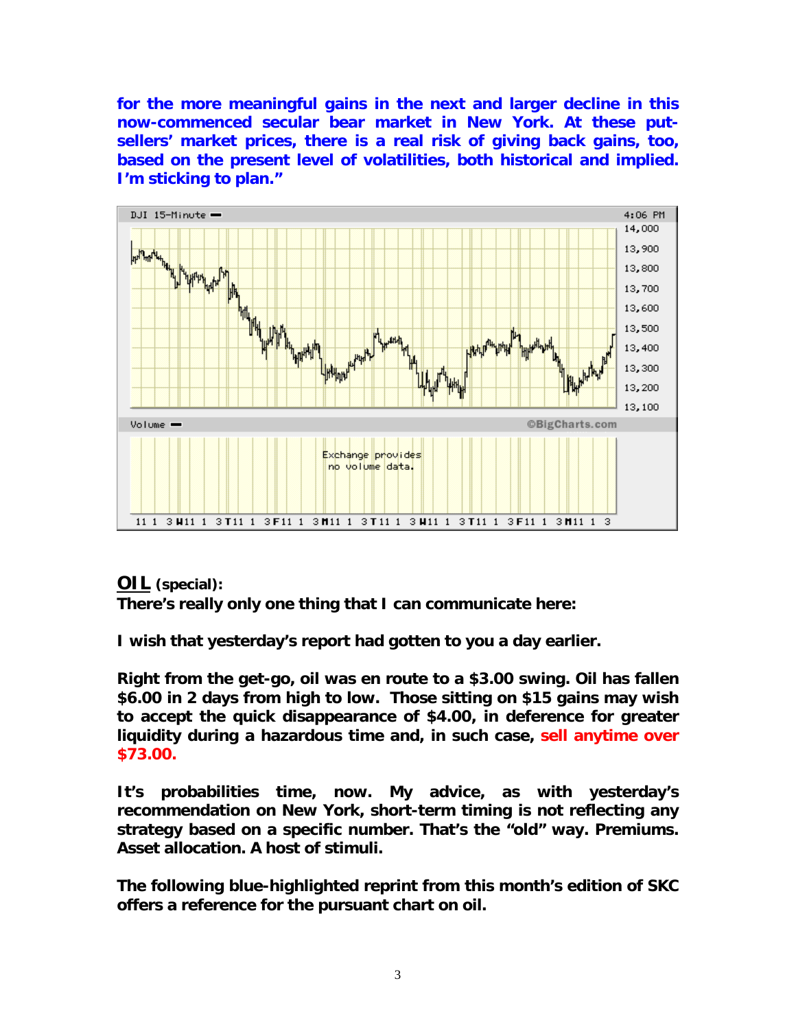**for the more meaningful gains in the next and larger decline in this now-commenced secular bear market in New York. At these put-sellers' market prices, there is a real risk of giving back gains, too, based on the present level of volatilities, both historical and implied. I'm sticking to plan."**

## **OIL** (special):

**There's really only one thing that I can communicate here:**

**I wish that yesterday's report had gotten to you a day earlier.**

**Right from the get-go, oil was en route to a $3.00 swing. Oil has fallen $6.00 in 2 days from high to low. Those sitting on $15 gains may wish to accept the quick disappearance of $4.00, in deference for greater liquidity during a hazardous time and, in such case, sell anytime over $73.00.**

**It's probabilities time, now. My advice, as with yesterday's recommendation on New York, short-term timing is not reflecting any strategy based on a specific number. That's the "old" way. Premiums. Asset allocation. A host of stimuli.**

**The following blue-highlighted reprint from this month's edition of SKC offers a reference for the pursuant chart on oil.**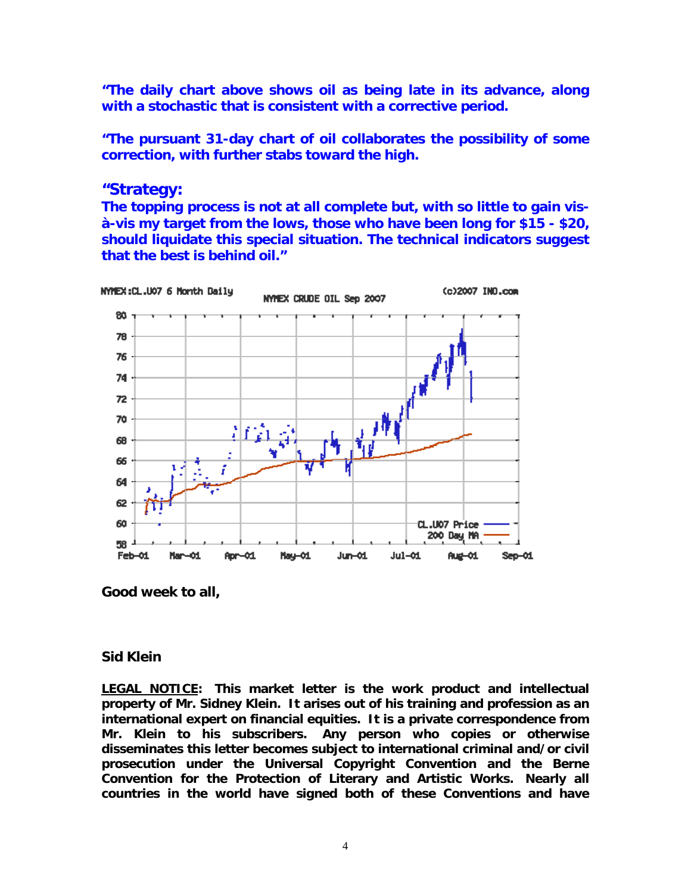**"The daily chart above shows oil as being late in its advance, along with a stochastic that is consistent with a corrective period.**

**"The pursuant 31-day chart of oil collaborates the possibility of some correction, with further stabs toward the high.**

## "Strategy:

**The topping process is not at all complete but, with so little to gain vis-à-vis my target from the lows, those who have been long for $15 - $20, should liquidate this special situation. The technical indicators suggest that the best is behind oil."**

**Good week to all,**

**Sid Klein**

**<u>LEGAL NOTICE</u>: This market letter is the work product and intellectual property of Mr. Sidney Klein. It arises out of his training and profession as an international expert on financial equities. It is a private correspondence from Mr. Klein to his subscribers. Any person who copies or otherwise disseminates this letter becomes subject to international criminal and/or civil prosecution under the Universal Copyright Convention and the Berne Convention for the Protection of Literary and Artistic Works. Nearly all countries in the world have signed both of these Conventions and have**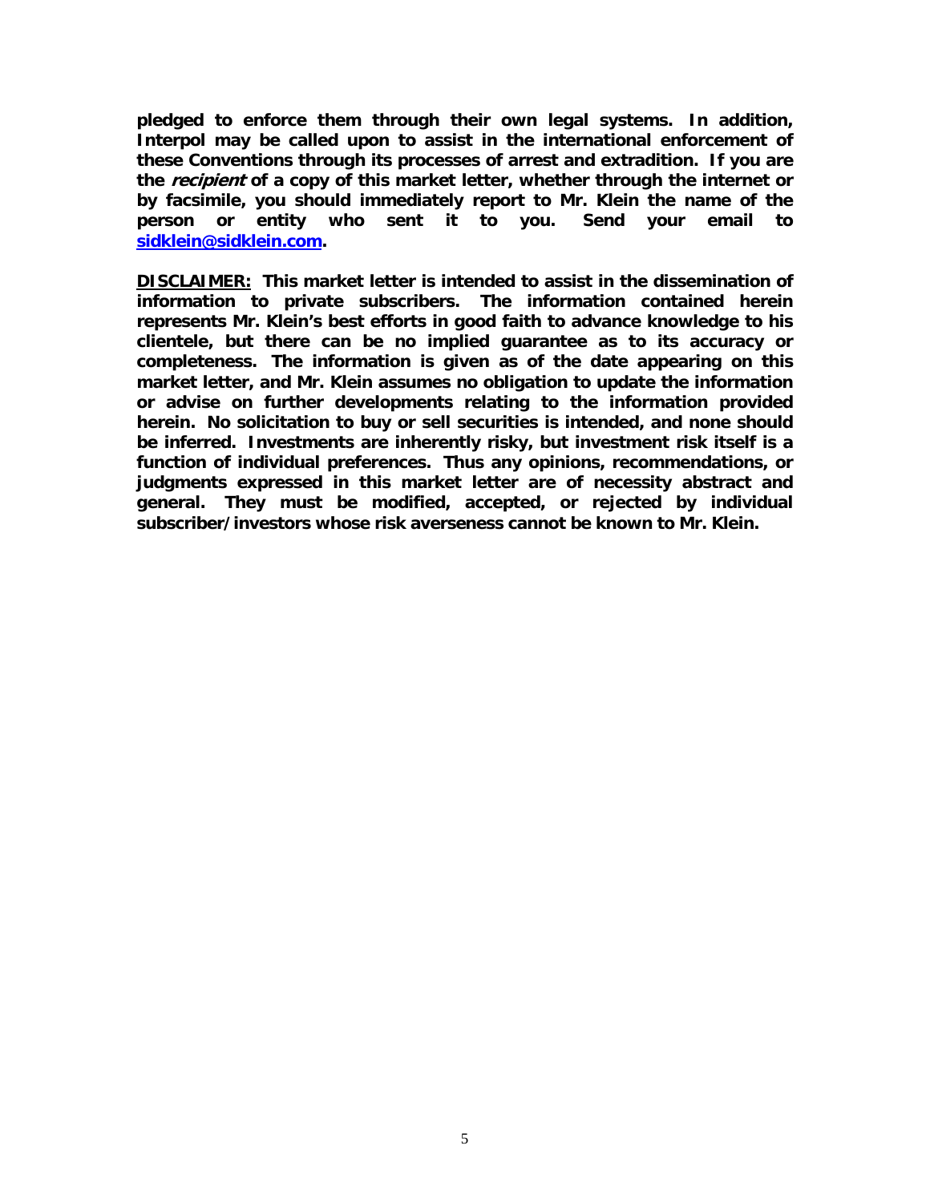**pledged to enforce them through their own legal systems. In addition, Interpol may be called upon to assist in the international enforcement of these Conventions through its processes of arrest and extradition. If you are the *recipient* of a copy of this market letter, whether through the internet or by facsimile, you should immediately report to Mr. Klein the name of the person or entity who sent it to you. Send your email to [sidklein@sidklein.com](mailto:sidklein@sidklein.com).**

**<u>DISCLAIMER:</u> This market letter is intended to assist in the dissemination of information to private subscribers. The information contained herein represents Mr. Klein's best efforts in good faith to advance knowledge to his clientele, but there can be no implied guarantee as to its accuracy or completeness. The information is given as of the date appearing on this market letter, and Mr. Klein assumes no obligation to update the information or advise on further developments relating to the information provided herein. No solicitation to buy or sell securities is intended, and none should be inferred. Investments are inherently risky, but investment risk itself is a function of individual preferences. Thus any opinions, recommendations, or judgments expressed in this market letter are of necessity abstract and general. They must be modified, accepted, or rejected by individual subscriber/investors whose risk averseness cannot be known to Mr. Klein.**